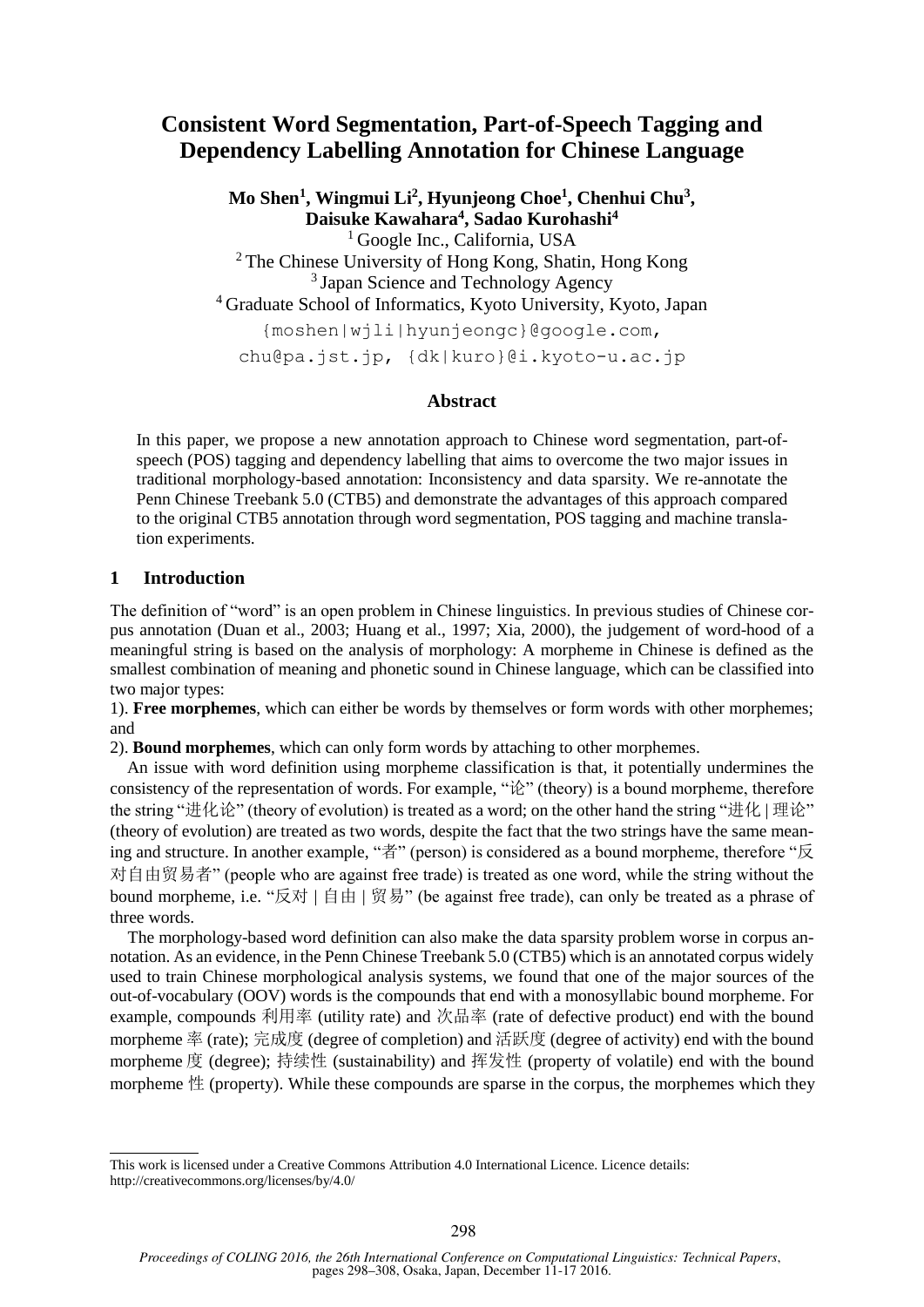# Consistent Word Segmentation, Part-of-Speech Tagging and Dependency Labelling Annotation for Chinese Language

**Mo Shen[1], Wingmui Li[2], Hyunjeong Choe[1], Chenhui Chu[3], Daisuke Kawahara[4], Sadao Kurohashi[4]**

[1] Google Inc., California, USA
[2] The Chinese University of Hong Kong, Shatin, Hong Kong
[3] Japan Science and Technology Agency
[4] Graduate School of Informatics, Kyoto University, Kyoto, Japan

{moshen|wjli|hyunjeongc}@google.com, chu@pa.jst.jp, {dk|kuro}@i.kyoto-u.ac.jp

## Abstract

In this paper, we propose a new annotation approach to Chinese word segmentation, part-of-speech (POS) tagging and dependency labelling that aims to overcome the two major issues in traditional morphology-based annotation: Inconsistency and data sparsity. We re-annotate the Penn Chinese Treebank 5.0 (CTB5) and demonstrate the advantages of this approach compared to the original CTB5 annotation through word segmentation, POS tagging and machine translation experiments.

## 1 Introduction

The definition of "word" is an open problem in Chinese linguistics. In previous studies of Chinese corpus annotation (Duan et al., 2003; Huang et al., 1997; Xia, 2000), the judgement of word-hood of a meaningful string is based on the analysis of morphology: A morpheme in Chinese is defined as the smallest combination of meaning and phonetic sound in Chinese language, which can be classified into two major types:

1). **Free morphemes**, which can either be words by themselves or form words with other morphemes; and

2). **Bound morphemes**, which can only form words by attaching to other morphemes.

An issue with word definition using morpheme classification is that, it potentially undermines the consistency of the representation of words. For example, "论" (theory) is a bound morpheme, therefore the string "进化论" (theory of evolution) is treated as a word; on the other hand the string "进化 | 理论" (theory of evolution) are treated as two words, despite the fact that the two strings have the same meaning and structure. In another example, "者" (person) is considered as a bound morpheme, therefore "反对自由贸易者" (people who are against free trade) is treated as one word, while the string without the bound morpheme, i.e. "反对 | 自由 | 贸易" (be against free trade), can only be treated as a phrase of three words.

The morphology-based word definition can also make the data sparsity problem worse in corpus annotation. As an evidence, in the Penn Chinese Treebank 5.0 (CTB5) which is an annotated corpus widely used to train Chinese morphological analysis systems, we found that one of the major sources of the out-of-vocabulary (OOV) words is the compounds that end with a monosyllabic bound morpheme. For example, compounds 利用率 (utility rate) and 次品率 (rate of defective product) end with the bound morpheme 率 (rate); 完成度 (degree of completion) and 活跃度 (degree of activity) end with the bound morpheme 度 (degree); 持续性 (sustainability) and 挥发性 (property of volatile) end with the bound morpheme 性 (property). While these compounds are sparse in the corpus, the morphemes which they

---

This work is licensed under a Creative Commons Attribution 4.0 International Licence. Licence details: http://creativecommons.org/licenses/by/4.0/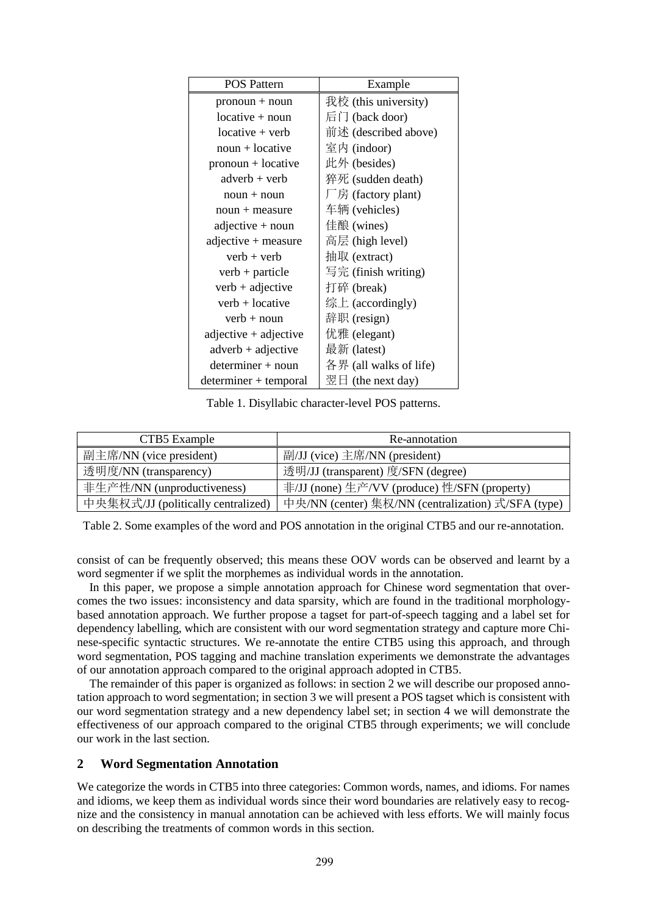| POS Pattern | Example |
|---|---|
| pronoun + noun | 我校 (this university) |
| locative + noun | 后门 (back door) |
| locative + verb | 前述 (described above) |
| noun + locative | 室内 (indoor) |
| pronoun + locative | 此外 (besides) |
| adverb + verb | 猝死 (sudden death) |
| noun + noun | 厂房 (factory plant) |
| noun + measure | 车辆 (vehicles) |
| adjective + noun | 佳酿 (wines) |
| adjective + measure | 高层 (high level) |
| verb + verb | 抽取 (extract) |
| verb + particle | 写完 (finish writing) |
| verb + adjective | 打碎 (break) |
| verb + locative | 综上 (accordingly) |
| verb + noun | 辞职 (resign) |
| adjective + adjective | 优雅 (elegant) |
| adverb + adjective | 最新 (latest) |
| determiner + noun | 各界 (all walks of life) |
| determiner + temporal | 翌日 (the next day) |

Table 1. Disyllabic character-level POS patterns.

| CTB5 Example | Re-annotation |
|---|---|
| 副主席/NN (vice president) | 副/JJ (vice) 主席/NN (president) |
| 透明度/NN (transparency) | 透明/JJ (transparent) 度/SFN (degree) |
| 非生产性/NN (unproductiveness) | 非/JJ (none) 生产/VV (produce) 性/SFN (property) |
| 中央集权式/JJ (politically centralized) | 中央/NN (center) 集权/NN (centralization) 式/SFA (type) |

Table 2. Some examples of the word and POS annotation in the original CTB5 and our re-annotation.

consist of can be frequently observed; this means these OOV words can be observed and learnt by a word segmenter if we split the morphemes as individual words in the annotation.

In this paper, we propose a simple annotation approach for Chinese word segmentation that overcomes the two issues: inconsistency and data sparsity, which are found in the traditional morphology-based annotation approach. We further propose a tagset for part-of-speech tagging and a label set for dependency labelling, which are consistent with our word segmentation strategy and capture more Chinese-specific syntactic structures. We re-annotate the entire CTB5 using this approach, and through word segmentation, POS tagging and machine translation experiments we demonstrate the advantages of our annotation approach compared to the original approach adopted in CTB5.

The remainder of this paper is organized as follows: in section 2 we will describe our proposed annotation approach to word segmentation; in section 3 we will present a POS tagset which is consistent with our word segmentation strategy and a new dependency label set; in section 4 we will demonstrate the effectiveness of our approach compared to the original CTB5 through experiments; we will conclude our work in the last section.

## 2 Word Segmentation Annotation

We categorize the words in CTB5 into three categories: Common words, names, and idioms. For names and idioms, we keep them as individual words since their word boundaries are relatively easy to recognize and the consistency in manual annotation can be achieved with less efforts. We will mainly focus on describing the treatments of common words in this section.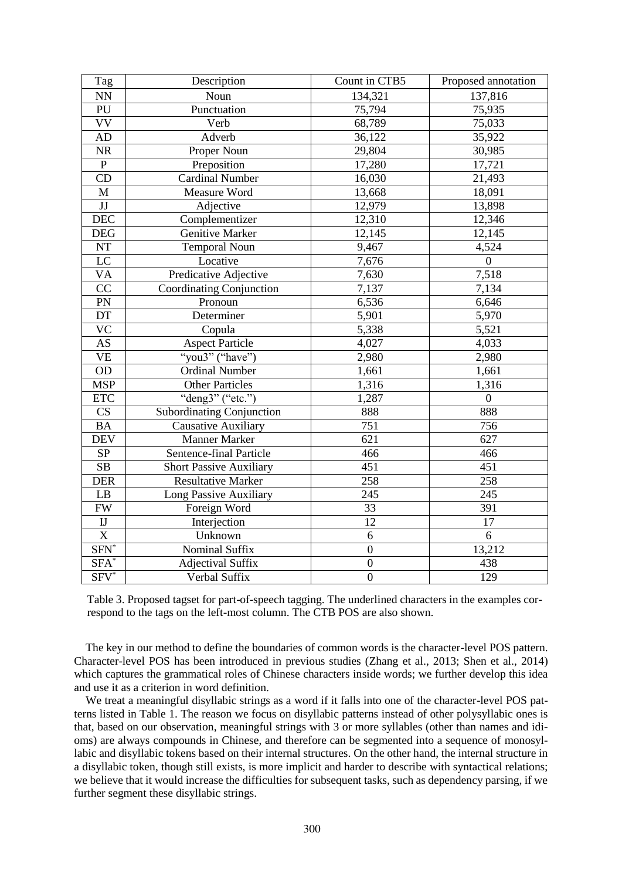| Tag | Description | Count in CTB5 | Proposed annotation |
|---|---|---|---|
| NN | Noun | 134,321 | 137,816 |
| PU | Punctuation | 75,794 | 75,935 |
| VV | Verb | 68,789 | 75,033 |
| AD | Adverb | 36,122 | 35,922 |
| NR | Proper Noun | 29,804 | 30,985 |
| P | Preposition | 17,280 | 17,721 |
| CD | Cardinal Number | 16,030 | 21,493 |
| M | Measure Word | 13,668 | 18,091 |
| JJ | Adjective | 12,979 | 13,898 |
| DEC | Complementizer | 12,310 | 12,346 |
| DEG | Genitive Marker | 12,145 | 12,145 |
| NT | Temporal Noun | 9,467 | 4,524 |
| LC | Locative | 7,676 | 0 |
| VA | Predicative Adjective | 7,630 | 7,518 |
| CC | Coordinating Conjunction | 7,137 | 7,134 |
| PN | Pronoun | 6,536 | 6,646 |
| DT | Determiner | 5,901 | 5,970 |
| VC | Copula | 5,338 | 5,521 |
| AS | Aspect Particle | 4,027 | 4,033 |
| VE | "you3" ("have") | 2,980 | 2,980 |
| OD | Ordinal Number | 1,661 | 1,661 |
| MSP | Other Particles | 1,316 | 1,316 |
| ETC | "deng3" ("etc.") | 1,287 | 0 |
| CS | Subordinating Conjunction | 888 | 888 |
| BA | Causative Auxiliary | 751 | 756 |
| DEV | Manner Marker | 621 | 627 |
| SP | Sentence-final Particle | 466 | 466 |
| SB | Short Passive Auxiliary | 451 | 451 |
| DER | Resultative Marker | 258 | 258 |
| LB | Long Passive Auxiliary | 245 | 245 |
| FW | Foreign Word | 33 | 391 |
| IJ | Interjection | 12 | 17 |
| X | Unknown | 6 | 6 |
| SFN* | Nominal Suffix | 0 | 13,212 |
| SFA* | Adjectival Suffix | 0 | 438 |
| SFV* | Verbal Suffix | 0 | 129 |

Table 3. Proposed tagset for part-of-speech tagging. The underlined characters in the examples correspond to the tags on the left-most column. The CTB POS are also shown.

The key in our method to define the boundaries of common words is the character-level POS pattern. Character-level POS has been introduced in previous studies (Zhang et al., 2013; Shen et al., 2014) which captures the grammatical roles of Chinese characters inside words; we further develop this idea and use it as a criterion in word definition.

We treat a meaningful disyllabic strings as a word if it falls into one of the character-level POS patterns listed in Table 1. The reason we focus on disyllabic patterns instead of other polysyllabic ones is that, based on our observation, meaningful strings with 3 or more syllables (other than names and idioms) are always compounds in Chinese, and therefore can be segmented into a sequence of monosyllabic and disyllabic tokens based on their internal structures. On the other hand, the internal structure in a disyllabic token, though still exists, is more implicit and harder to describe with syntactical relations; we believe that it would increase the difficulties for subsequent tasks, such as dependency parsing, if we further segment these disyllabic strings.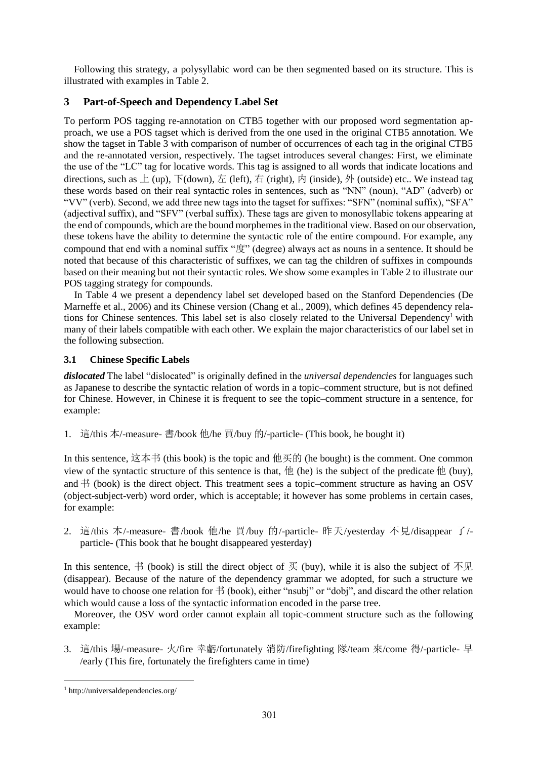Following this strategy, a polysyllabic word can be then segmented based on its structure. This is illustrated with examples in Table 2.

## 3 Part-of-Speech and Dependency Label Set

To perform POS tagging re-annotation on CTB5 together with our proposed word segmentation approach, we use a POS tagset which is derived from the one used in the original CTB5 annotation. We show the tagset in Table 3 with comparison of number of occurrences of each tag in the original CTB5 and the re-annotated version, respectively. The tagset introduces several changes: First, we eliminate the use of the "LC" tag for locative words. This tag is assigned to all words that indicate locations and directions, such as 上 (up), 下(down), 左 (left), 右 (right), 内 (inside), 外 (outside) etc.. We instead tag these words based on their real syntactic roles in sentences, such as "NN" (noun), "AD" (adverb) or "VV" (verb). Second, we add three new tags into the tagset for suffixes: "SFN" (nominal suffix), "SFA" (adjectival suffix), and "SFV" (verbal suffix). These tags are given to monosyllabic tokens appearing at the end of compounds, which are the bound morphemes in the traditional view. Based on our observation, these tokens have the ability to determine the syntactic role of the entire compound. For example, any compound that end with a nominal suffix "度" (degree) always act as nouns in a sentence. It should be noted that because of this characteristic of suffixes, we can tag the children of suffixes in compounds based on their meaning but not their syntactic roles. We show some examples in Table 2 to illustrate our POS tagging strategy for compounds.

In Table 4 we present a dependency label set developed based on the Stanford Dependencies (De Marneffe et al., 2006) and its Chinese version (Chang et al., 2009), which defines 45 dependency relations for Chinese sentences. This label set is also closely related to the Universal Dependency[1] with many of their labels compatible with each other. We explain the major characteristics of our label set in the following subsection.

### 3.1 Chinese Specific Labels

***dislocated*** The label "dislocated" is originally defined in the *universal dependencies* for languages such as Japanese to describe the syntactic relation of words in a topic–comment structure, but is not defined for Chinese. However, in Chinese it is frequent to see the topic–comment structure in a sentence, for example:

1. 這/this 本/-measure- 書/book 他/he 買/buy 的/-particle- (This book, he bought it)

In this sentence, 这本书 (this book) is the topic and 他买的 (he bought) is the comment. One common view of the syntactic structure of this sentence is that, 他 (he) is the subject of the predicate 他 (buy), and 书 (book) is the direct object. This treatment sees a topic–comment structure as having an OSV (object-subject-verb) word order, which is acceptable; it however has some problems in certain cases, for example:

2. 這/this 本/-measure- 書/book 他/he 買/buy 的/-particle- 昨天/yesterday 不見/disappear 了/-particle- (This book that he bought disappeared yesterday)

In this sentence, 书 (book) is still the direct object of 买 (buy), while it is also the subject of 不见 (disappear). Because of the nature of the dependency grammar we adopted, for such a structure we would have to choose one relation for 书 (book), either "nsubj" or "dobj", and discard the other relation which would cause a loss of the syntactic information encoded in the parse tree.

Moreover, the OSV word order cannot explain all topic-comment structure such as the following example:

3. 這/this 場/-measure- 火/fire 幸虧/fortunately 消防/firefighting 隊/team 來/come 得/-particle- 早/early (This fire, fortunately the firefighters came in time)

[1] http://universaldependencies.org/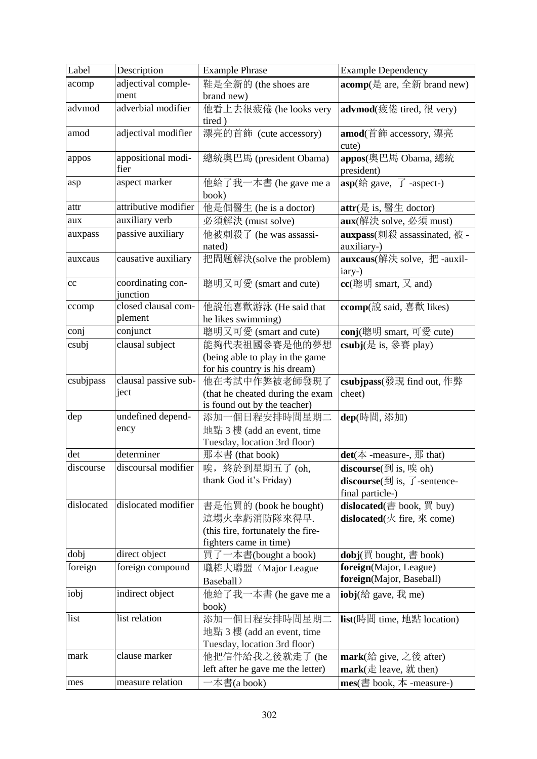| Label | Description | Example Phrase | Example Dependency |
|---|---|---|---|
| acomp | adjectival complement | 鞋是全新的 (the shoes are brand new) | **acomp**(是 are, 全新 brand new) |
| advmod | adverbial modifier | 他看上去很疲倦 (he looks very tired ) | **advmod**(疲倦 tired, 很 very) |
| amod | adjectival modifier | 漂亮的首飾 (cute accessory) | **amod**(首飾 accessory, 漂亮 cute) |
| appos | appositional modifier | 總統奧巴馬 (president Obama) | **appos**(奧巴馬 Obama, 總統 president) |
| asp | aspect marker | 他給了我一本書 (he gave me a book) | **asp**(給 gave, 了 -aspect-) |
| attr | attributive modifier | 他是個醫生 (he is a doctor) | **attr**(是 is, 醫生 doctor) |
| aux | auxiliary verb | 必須解決 (must solve) | **aux**(解決 solve, 必須 must) |
| auxpass | passive auxiliary | 他被刺殺了 (he was assassinated) | **auxpass**(刺殺 assassinated, 被 -auxiliary-) |
| auxcaus | causative auxiliary | 把問題解決(solve the problem) | **auxcaus**(解決 solve, 把 -auxiliary-) |
| cc | coordinating conjunction | 聰明又可愛 (smart and cute) | **cc**(聰明 smart, 又 and) |
| ccomp | closed clausal complement | 他說他喜歡游泳 (He said that he likes swimming) | **ccomp**(說 said, 喜歡 likes) |
| conj | conjunct | 聰明又可愛 (smart and cute) | **conj**(聰明 smart, 可愛 cute) |
| csubj | clausal subject | 能夠代表祖國參賽是他的夢想 (being able to play in the game for his country is his dream) | **csubj**(是 is, 參賽 play) |
| csubjpass | clausal passive subject | 他在考試中作弊被老師發現了 (that he cheated during the exam is found out by the teacher) | **csubjpass**(發現 find out, 作弊 cheet) |
| dep | undefined dependency | 添加一個日程安排時間星期二地點 3 樓 (add an event, time Tuesday, location 3rd floor) | **dep**(時間, 添加) |
| det | determiner | 那本書 (that book) | **det**(本 -measure-, 那 that) |
| discourse | discoursal modifier | 唉，終於到星期五了 (oh, thank God it's Friday) | **discourse**(到 is, 唉 oh)<br>**discourse**(到 is, 了-sentence-final particle-) |
| dislocated | dislocated modifier | 書是他買的 (book he bought)<br>這場火幸虧消防隊來得早. (this fire, fortunately the firefighters came in time) | **dislocated**(書 book, 買 buy)<br>**dislocated**(火 fire, 來 come) |
| dobj | direct object | 買了一本書(bought a book) | **dobj**(買 bought, 書 book) |
| foreign | foreign compound | 職棒大聯盟（Major League Baseball） | **foreign**(Major, League)<br>**foreign**(Major, Baseball) |
| iobj | indirect object | 他給了我一本書 (he gave me a book) | **iobj**(給 gave, 我 me) |
| list | list relation | 添加一個日程安排時間星期二地點 3 樓 (add an event, time Tuesday, location 3rd floor) | **list**(時間 time, 地點 location) |
| mark | clause marker | 他把信件給我之後就走了 (he left after he gave me the letter) | **mark**(給 give, 之後 after)<br>**mark**(走 leave, 就 then) |
| mes | measure relation | 一本書(a book) | **mes**(書 book, 本 -measure-) |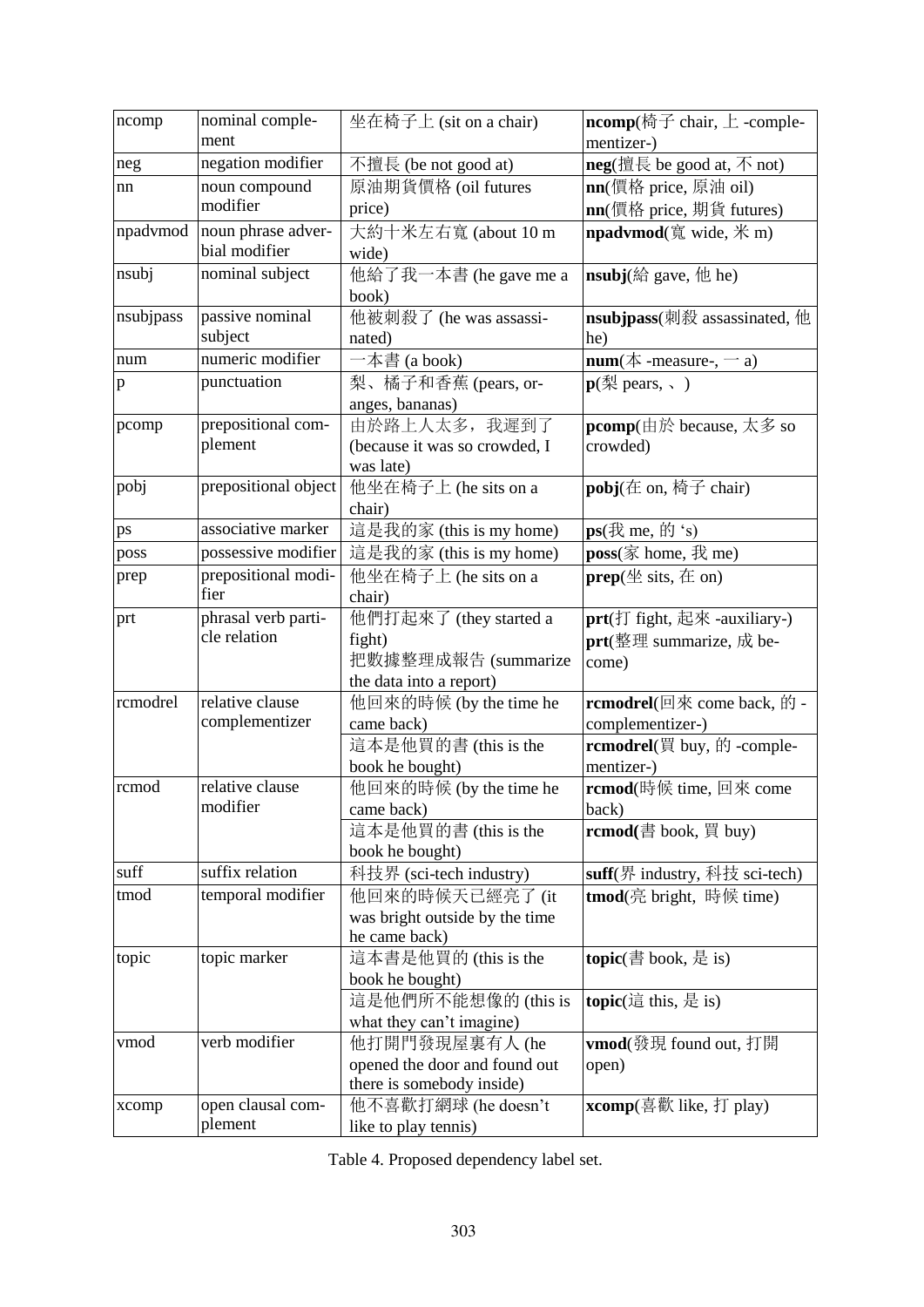| ncomp | nominal complement | 坐在椅子上 (sit on a chair) | **ncomp**(椅子 chair, 上 -complementizer-) |
|---|---|---|---|
| neg | negation modifier | 不擅長 (be not good at) | **neg**(擅長 be good at, 不 not) |
| nn | noun compound modifier | 原油期貨價格 (oil futures price) | **nn**(價格 price, 原油 oil)<br>**nn**(價格 price, 期貨 futures) |
| npadvmod | noun phrase adverbial modifier | 大約十米左右寬 (about 10 m wide) | **npadvmod**(寬 wide, 米 m) |
| nsubj | nominal subject | 他給了我一本書 (he gave me a book) | **nsubj**(給 gave, 他 he) |
| nsubjpass | passive nominal subject | 他被刺殺了 (he was assassinated) | **nsubjpass**(刺殺 assassinated, 他 he) |
| num | numeric modifier | 一本書 (a book) | **num**(本 -measure-, 一 a) |
| p | punctuation | 梨、橘子和香蕉 (pears, oranges, bananas) | **p**(梨 pears, 、) |
| pcomp | prepositional complement | 由於路上人太多，我遲到了 (because it was so crowded, I was late) | **pcomp**(由於 because, 太多 so crowded) |
| pobj | prepositional object | 他坐在椅子上 (he sits on a chair) | **pobj**(在 on, 椅子 chair) |
| ps | associative marker | 這是我的家 (this is my home) | **ps**(我 me, 的 's) |
| poss | possessive modifier | 這是我的家 (this is my home) | **poss**(家 home, 我 me) |
| prep | prepositional modifier | 他坐在椅子上 (he sits on a chair) | **prep**(坐 sits, 在 on) |
| prt | phrasal verb particle relation | 他們打起來了 (they started a fight)<br>把數據整理成報告 (summarize the data into a report) | **prt**(打 fight, 起來 -auxiliary-)<br>**prt**(整理 summarize, 成 become) |
| rcmodrel | relative clause complementizer | 他回來的時候 (by the time he came back) | **rcmodrel**(回來 come back, 的 -complementizer-) |
| | | 這本是他買的書 (this is the book he bought) | **rcmodrel**(買 buy, 的 -complementizer-) |
| rcmod | relative clause modifier | 他回來的時候 (by the time he came back) | **rcmod**(時候 time, 回來 come back) |
| | | 這本是他買的書 (this is the book he bought) | **rcmod**(書 book, 買 buy) |
| suff | suffix relation | 科技界 (sci-tech industry) | **suff**(界 industry, 科技 sci-tech) |
| tmod | temporal modifier | 他回來的時候天已經亮了 (it was bright outside by the time he came back) | **tmod**(亮 bright, 時候 time) |
| topic | topic marker | 這本書是他買的 (this is the book he bought) | **topic**(書 book, 是 is) |
| | | 這是他們所不能想像的 (this is what they can't imagine) | **topic**(這 this, 是 is) |
| vmod | verb modifier | 他打開門發現屋裏有人 (he opened the door and found out there is somebody inside) | **vmod**(發現 found out, 打開 open) |
| xcomp | open clausal complement | 他不喜歡打網球 (he doesn't like to play tennis) | **xcomp**(喜歡 like, 打 play) |

Table 4. Proposed dependency label set.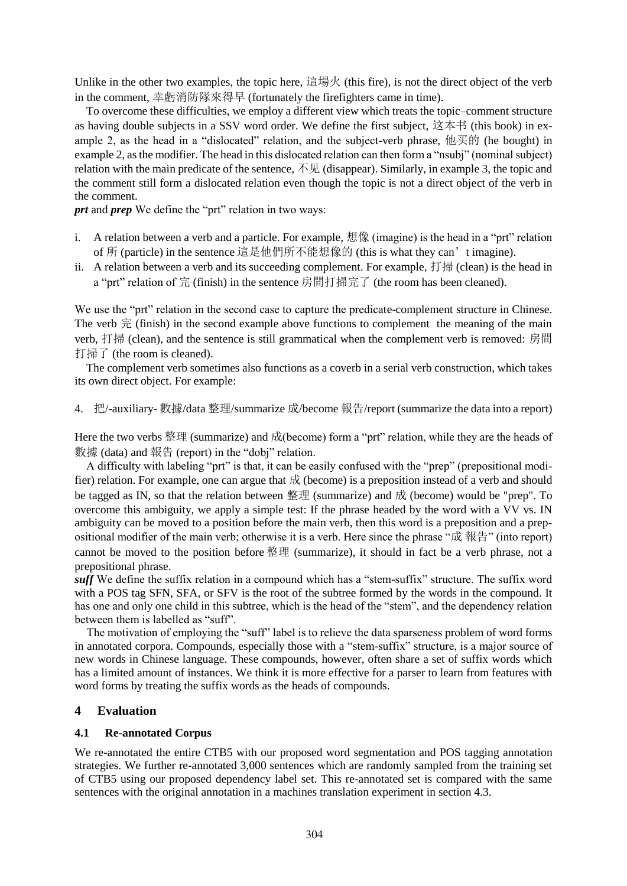Unlike in the other two examples, the topic here, 這場火 (this fire), is not the direct object of the verb in the comment, 幸虧消防隊來得早 (fortunately the firefighters came in time).

To overcome these difficulties, we employ a different view which treats the topic–comment structure as having double subjects in a SSV word order. We define the first subject, 这本书 (this book) in example 2, as the head in a "dislocated" relation, and the subject-verb phrase, 他买的 (he bought) in example 2, as the modifier. The head in this dislocated relation can then form a "nsubj" (nominal subject) relation with the main predicate of the sentence, 不见 (disappear). Similarly, in example 3, the topic and the comment still form a dislocated relation even though the topic is not a direct object of the verb in the comment.

***prt*** and ***prep*** We define the "prt" relation in two ways:

i. A relation between a verb and a particle. For example, 想像 (imagine) is the head in a "prt" relation of 所 (particle) in the sentence 這是他們所不能想像的 (this is what they can't imagine).
ii. A relation between a verb and its succeeding complement. For example, 打掃 (clean) is the head in a "prt" relation of 完 (finish) in the sentence 房間打掃完了 (the room has been cleaned).

We use the "prt" relation in the second case to capture the predicate-complement structure in Chinese. The verb 完 (finish) in the second example above functions to complement the meaning of the main verb, 打掃 (clean), and the sentence is still grammatical when the complement verb is removed: 房間打掃了 (the room is cleaned).

The complement verb sometimes also functions as a coverb in a serial verb construction, which takes its own direct object. For example:

4. 把/-auxiliary- 數據/data 整理/summarize 成/become 報告/report (summarize the data into a report)

Here the two verbs 整理 (summarize) and 成(become) form a "prt" relation, while they are the heads of 數據 (data) and 報告 (report) in the "dobj" relation.

A difficulty with labeling "prt" is that, it can be easily confused with the "prep" (prepositional modifier) relation. For example, one can argue that 成 (become) is a preposition instead of a verb and should be tagged as IN, so that the relation between 整理 (summarize) and 成 (become) would be "prep". To overcome this ambiguity, we apply a simple test: If the phrase headed by the word with a VV vs. IN ambiguity can be moved to a position before the main verb, then this word is a preposition and a prepositional modifier of the main verb; otherwise it is a verb. Here since the phrase "成 報告" (into report) cannot be moved to the position before 整理 (summarize), it should in fact be a verb phrase, not a prepositional phrase.

***suff*** We define the suffix relation in a compound which has a "stem-suffix" structure. The suffix word with a POS tag SFN, SFA, or SFV is the root of the subtree formed by the words in the compound. It has one and only one child in this subtree, which is the head of the "stem", and the dependency relation between them is labelled as "suff".

The motivation of employing the "suff" label is to relieve the data sparseness problem of word forms in annotated corpora. Compounds, especially those with a "stem-suffix" structure, is a major source of new words in Chinese language. These compounds, however, often share a set of suffix words which has a limited amount of instances. We think it is more effective for a parser to learn from features with word forms by treating the suffix words as the heads of compounds.

## 4 Evaluation

### 4.1 Re-annotated Corpus

We re-annotated the entire CTB5 with our proposed word segmentation and POS tagging annotation strategies. We further re-annotated 3,000 sentences which are randomly sampled from the training set of CTB5 using our proposed dependency label set. This re-annotated set is compared with the same sentences with the original annotation in a machines translation experiment in section 4.3.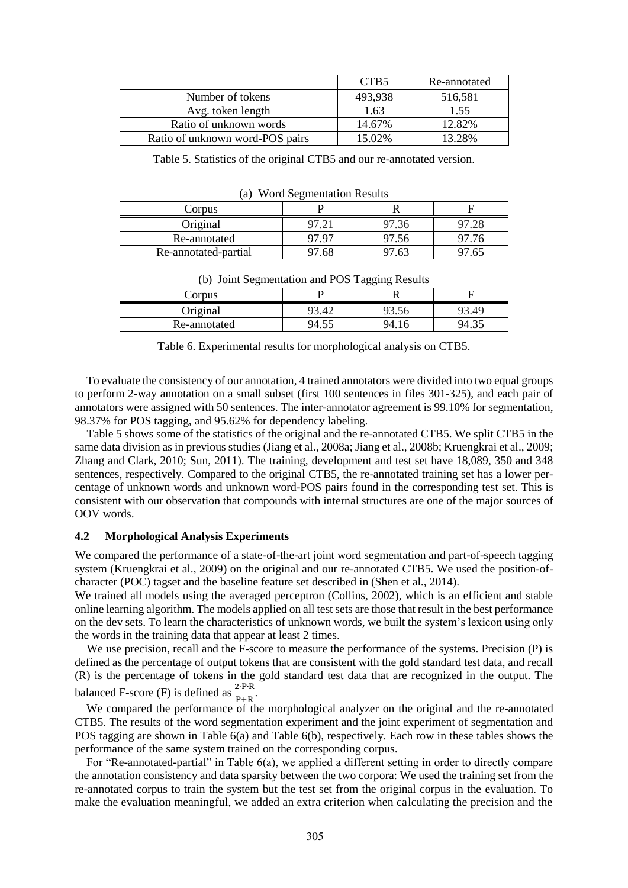|  | CTB5 | Re-annotated |
|---|---|---|
| Number of tokens | 493,938 | 516,581 |
| Avg. token length | 1.63 | 1.55 |
| Ratio of unknown words | 14.67% | 12.82% |
| Ratio of unknown word-POS pairs | 15.02% | 13.28% |

Table 5. Statistics of the original CTB5 and our re-annotated version.

(a) Word Segmentation Results

| Corpus | P | R | F |
|---|---|---|---|
| Original | 97.21 | 97.36 | 97.28 |
| Re-annotated | 97.97 | 97.56 | 97.76 |
| Re-annotated-partial | 97.68 | 97.63 | 97.65 |

(b) Joint Segmentation and POS Tagging Results

| Corpus | P | R | F |
|---|---|---|---|
| Original | 93.42 | 93.56 | 93.49 |
| Re-annotated | 94.55 | 94.16 | 94.35 |

Table 6. Experimental results for morphological analysis on CTB5.

To evaluate the consistency of our annotation, 4 trained annotators were divided into two equal groups to perform 2-way annotation on a small subset (first 100 sentences in files 301-325), and each pair of annotators were assigned with 50 sentences. The inter-annotator agreement is 99.10% for segmentation, 98.37% for POS tagging, and 95.62% for dependency labeling.

Table 5 shows some of the statistics of the original and the re-annotated CTB5. We split CTB5 in the same data division as in previous studies (Jiang et al., 2008a; Jiang et al., 2008b; Kruengkrai et al., 2009; Zhang and Clark, 2010; Sun, 2011). The training, development and test set have 18,089, 350 and 348 sentences, respectively. Compared to the original CTB5, the re-annotated training set has a lower percentage of unknown words and unknown word-POS pairs found in the corresponding test set. This is consistent with our observation that compounds with internal structures are one of the major sources of OOV words.

### 4.2 Morphological Analysis Experiments

We compared the performance of a state-of-the-art joint word segmentation and part-of-speech tagging system (Kruengkrai et al., 2009) on the original and our re-annotated CTB5. We used the position-of-character (POC) tagset and the baseline feature set described in (Shen et al., 2014).

We trained all models using the averaged perceptron (Collins, 2002), which is an efficient and stable online learning algorithm. The models applied on all test sets are those that result in the best performance on the dev sets. To learn the characteristics of unknown words, we built the system's lexicon using only the words in the training data that appear at least 2 times.

We use precision, recall and the F-score to measure the performance of the systems. Precision (P) is defined as the percentage of output tokens that are consistent with the gold standard test data, and recall (R) is the percentage of tokens in the gold standard test data that are recognized in the output. The balanced F-score (F) is defined as $\frac{2 \cdot P \cdot R}{P+R}$.

We compared the performance of the morphological analyzer on the original and the re-annotated CTB5. The results of the word segmentation experiment and the joint experiment of segmentation and POS tagging are shown in Table 6(a) and Table 6(b), respectively. Each row in these tables shows the performance of the same system trained on the corresponding corpus.

For "Re-annotated-partial" in Table 6(a), we applied a different setting in order to directly compare the annotation consistency and data sparsity between the two corpora: We used the training set from the re-annotated corpus to train the system but the test set from the original corpus in the evaluation. To make the evaluation meaningful, we added an extra criterion when calculating the precision and the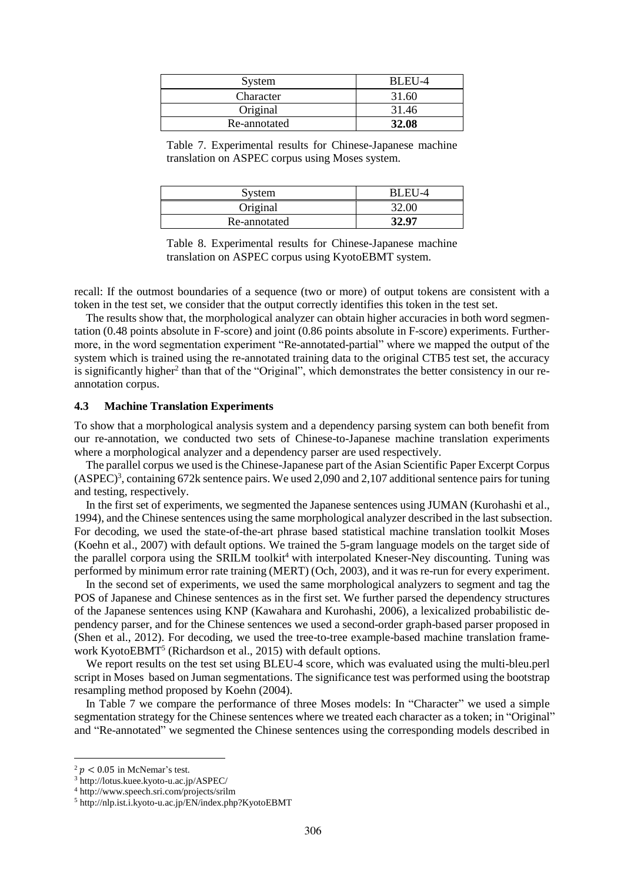| System | BLEU-4 |
|---|---|
| Character | 31.60 |
| Original | 31.46 |
| Re-annotated | **32.08** |

Table 7. Experimental results for Chinese-Japanese machine translation on ASPEC corpus using Moses system.

| System | BLEU-4 |
|---|---|
| Original | 32.00 |
| Re-annotated | **32.97** |

Table 8. Experimental results for Chinese-Japanese machine translation on ASPEC corpus using KyotoEBMT system.

recall: If the outmost boundaries of a sequence (two or more) of output tokens are consistent with a token in the test set, we consider that the output correctly identifies this token in the test set.

The results show that, the morphological analyzer can obtain higher accuracies in both word segmentation (0.48 points absolute in F-score) and joint (0.86 points absolute in F-score) experiments. Furthermore, in the word segmentation experiment "Re-annotated-partial" where we mapped the output of the system which is trained using the re-annotated training data to the original CTB5 test set, the accuracy is significantly higher[2] than that of the "Original", which demonstrates the better consistency in our re-annotation corpus.

### 4.3 Machine Translation Experiments

To show that a morphological analysis system and a dependency parsing system can both benefit from our re-annotation, we conducted two sets of Chinese-to-Japanese machine translation experiments where a morphological analyzer and a dependency parser are used respectively.

The parallel corpus we used is the Chinese-Japanese part of the Asian Scientific Paper Excerpt Corpus (ASPEC)[3], containing 672k sentence pairs. We used 2,090 and 2,107 additional sentence pairs for tuning and testing, respectively.

In the first set of experiments, we segmented the Japanese sentences using JUMAN (Kurohashi et al., 1994), and the Chinese sentences using the same morphological analyzer described in the last subsection. For decoding, we used the state-of-the-art phrase based statistical machine translation toolkit Moses (Koehn et al., 2007) with default options. We trained the 5-gram language models on the target side of the parallel corpora using the SRILM toolkit[4] with interpolated Kneser-Ney discounting. Tuning was performed by minimum error rate training (MERT) (Och, 2003), and it was re-run for every experiment.

In the second set of experiments, we used the same morphological analyzers to segment and tag the POS of Japanese and Chinese sentences as in the first set. We further parsed the dependency structures of the Japanese sentences using KNP (Kawahara and Kurohashi, 2006), a lexicalized probabilistic dependency parser, and for the Chinese sentences we used a second-order graph-based parser proposed in (Shen et al., 2012). For decoding, we used the tree-to-tree example-based machine translation framework KyotoEBMT[5] (Richardson et al., 2015) with default options.

We report results on the test set using BLEU-4 score, which was evaluated using the multi-bleu.perl script in Moses based on Juman segmentations. The significance test was performed using the bootstrap resampling method proposed by Koehn (2004).

In Table 7 we compare the performance of three Moses models: In "Character" we used a simple segmentation strategy for the Chinese sentences where we treated each character as a token; in "Original" and "Re-annotated" we segmented the Chinese sentences using the corresponding models described in

[2] $p < 0.05$ in McNemar's test.

[3] http://lotus.kuee.kyoto-u.ac.jp/ASPEC/

[4] http://www.speech.sri.com/projects/srilm

[5] http://nlp.ist.i.kyoto-u.ac.jp/EN/index.php?KyotoEBMT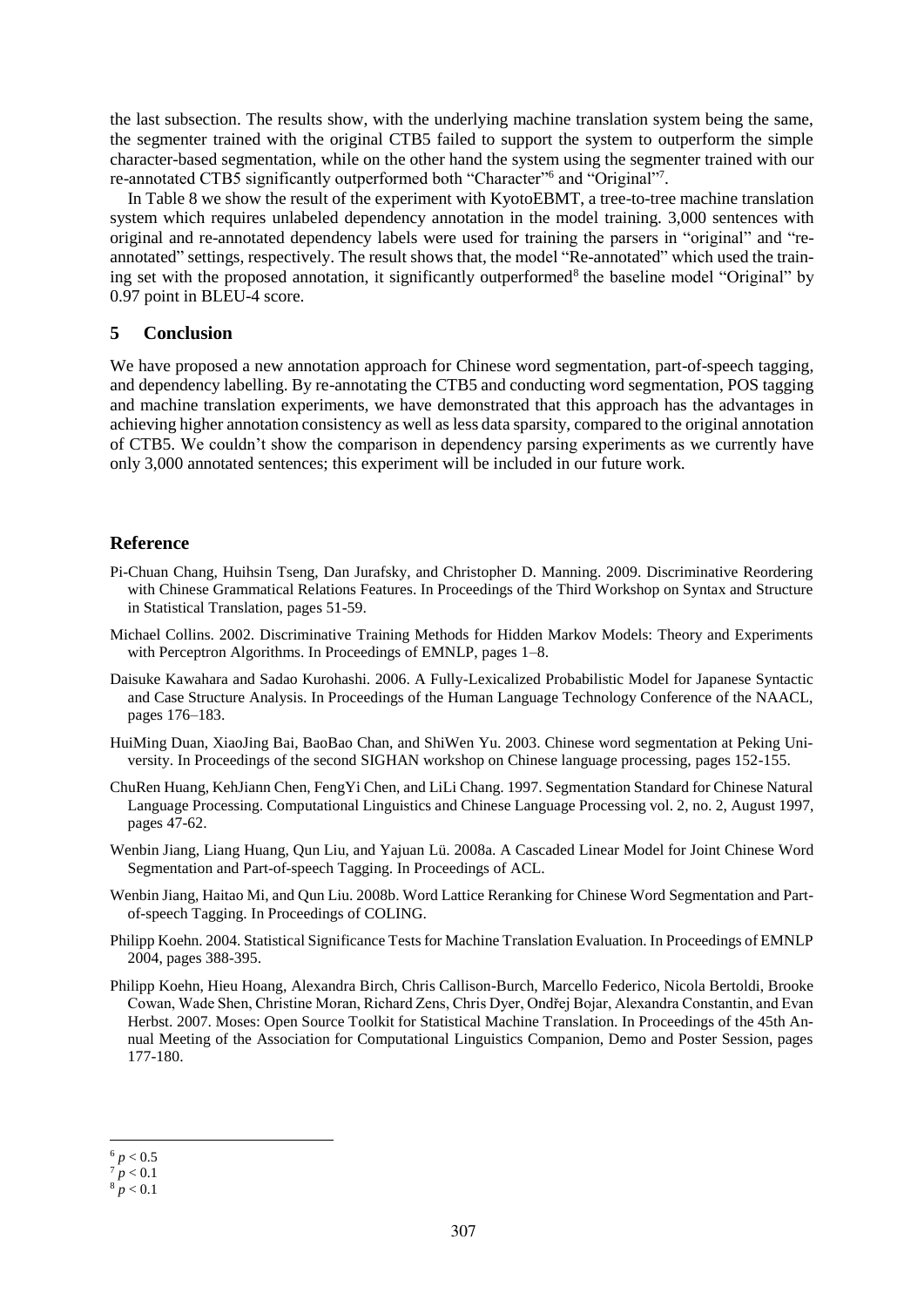the last subsection. The results show, with the underlying machine translation system being the same, the segmenter trained with the original CTB5 failed to support the system to outperform the simple character-based segmentation, while on the other hand the system using the segmenter trained with our re-annotated CTB5 significantly outperformed both "Character"[6] and "Original"[7].

In Table 8 we show the result of the experiment with KyotoEBMT, a tree-to-tree machine translation system which requires unlabeled dependency annotation in the model training. 3,000 sentences with original and re-annotated dependency labels were used for training the parsers in "original" and "re-annotated" settings, respectively. The result shows that, the model "Re-annotated" which used the training set with the proposed annotation, it significantly outperformed[8] the baseline model "Original" by 0.97 point in BLEU-4 score.

## 5 Conclusion

We have proposed a new annotation approach for Chinese word segmentation, part-of-speech tagging, and dependency labelling. By re-annotating the CTB5 and conducting word segmentation, POS tagging and machine translation experiments, we have demonstrated that this approach has the advantages in achieving higher annotation consistency as well as less data sparsity, compared to the original annotation of CTB5. We couldn't show the comparison in dependency parsing experiments as we currently have only 3,000 annotated sentences; this experiment will be included in our future work.

## Reference

Pi-Chuan Chang, Huihsin Tseng, Dan Jurafsky, and Christopher D. Manning. 2009. Discriminative Reordering with Chinese Grammatical Relations Features. In Proceedings of the Third Workshop on Syntax and Structure in Statistical Translation, pages 51-59.

Michael Collins. 2002. Discriminative Training Methods for Hidden Markov Models: Theory and Experiments with Perceptron Algorithms. In Proceedings of EMNLP, pages 1–8.

Daisuke Kawahara and Sadao Kurohashi. 2006. A Fully-Lexicalized Probabilistic Model for Japanese Syntactic and Case Structure Analysis. In Proceedings of the Human Language Technology Conference of the NAACL, pages 176–183.

HuiMing Duan, XiaoJing Bai, BaoBao Chan, and ShiWen Yu. 2003. Chinese word segmentation at Peking University. In Proceedings of the second SIGHAN workshop on Chinese language processing, pages 152-155.

ChuRen Huang, KehJiann Chen, FengYi Chen, and LiLi Chang. 1997. Segmentation Standard for Chinese Natural Language Processing. Computational Linguistics and Chinese Language Processing vol. 2, no. 2, August 1997, pages 47-62.

Wenbin Jiang, Liang Huang, Qun Liu, and Yajuan Lü. 2008a. A Cascaded Linear Model for Joint Chinese Word Segmentation and Part-of-speech Tagging. In Proceedings of ACL.

Wenbin Jiang, Haitao Mi, and Qun Liu. 2008b. Word Lattice Reranking for Chinese Word Segmentation and Part-of-speech Tagging. In Proceedings of COLING.

Philipp Koehn. 2004. Statistical Significance Tests for Machine Translation Evaluation. In Proceedings of EMNLP 2004, pages 388-395.

Philipp Koehn, Hieu Hoang, Alexandra Birch, Chris Callison-Burch, Marcello Federico, Nicola Bertoldi, Brooke Cowan, Wade Shen, Christine Moran, Richard Zens, Chris Dyer, Ondřej Bojar, Alexandra Constantin, and Evan Herbst. 2007. Moses: Open Source Toolkit for Statistical Machine Translation. In Proceedings of the 45th Annual Meeting of the Association for Computational Linguistics Companion, Demo and Poster Session, pages 177-180.

---

[6] $p < 0.5$

[7] $p < 0.1$

[8] $p < 0.1$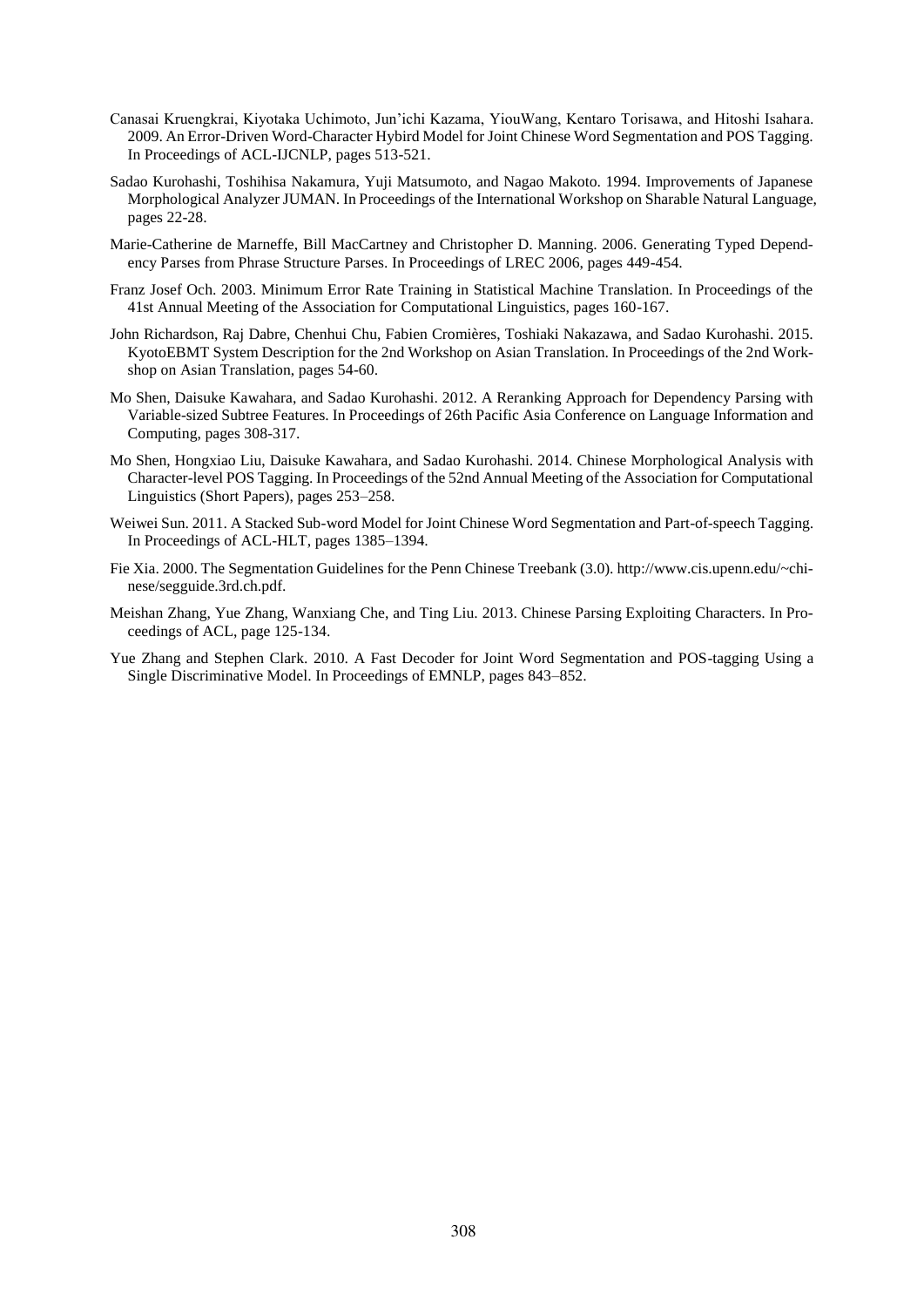Canasai Kruengkrai, Kiyotaka Uchimoto, Jun'ichi Kazama, YiouWang, Kentaro Torisawa, and Hitoshi Isahara. 2009. An Error-Driven Word-Character Hybird Model for Joint Chinese Word Segmentation and POS Tagging. In Proceedings of ACL-IJCNLP, pages 513-521.

Sadao Kurohashi, Toshihisa Nakamura, Yuji Matsumoto, and Nagao Makoto. 1994. Improvements of Japanese Morphological Analyzer JUMAN. In Proceedings of the International Workshop on Sharable Natural Language, pages 22-28.

Marie-Catherine de Marneffe, Bill MacCartney and Christopher D. Manning. 2006. Generating Typed Dependency Parses from Phrase Structure Parses. In Proceedings of LREC 2006, pages 449-454.

Franz Josef Och. 2003. Minimum Error Rate Training in Statistical Machine Translation. In Proceedings of the 41st Annual Meeting of the Association for Computational Linguistics, pages 160-167.

John Richardson, Raj Dabre, Chenhui Chu, Fabien Cromières, Toshiaki Nakazawa, and Sadao Kurohashi. 2015. KyotoEBMT System Description for the 2nd Workshop on Asian Translation. In Proceedings of the 2nd Workshop on Asian Translation, pages 54-60.

Mo Shen, Daisuke Kawahara, and Sadao Kurohashi. 2012. A Reranking Approach for Dependency Parsing with Variable-sized Subtree Features. In Proceedings of 26th Pacific Asia Conference on Language Information and Computing, pages 308-317.

Mo Shen, Hongxiao Liu, Daisuke Kawahara, and Sadao Kurohashi. 2014. Chinese Morphological Analysis with Character-level POS Tagging. In Proceedings of the 52nd Annual Meeting of the Association for Computational Linguistics (Short Papers), pages 253–258.

Weiwei Sun. 2011. A Stacked Sub-word Model for Joint Chinese Word Segmentation and Part-of-speech Tagging. In Proceedings of ACL-HLT, pages 1385–1394.

Fie Xia. 2000. The Segmentation Guidelines for the Penn Chinese Treebank (3.0). http://www.cis.upenn.edu/~chinese/segguide.3rd.ch.pdf.

Meishan Zhang, Yue Zhang, Wanxiang Che, and Ting Liu. 2013. Chinese Parsing Exploiting Characters. In Proceedings of ACL, page 125-134.

Yue Zhang and Stephen Clark. 2010. A Fast Decoder for Joint Word Segmentation and POS-tagging Using a Single Discriminative Model. In Proceedings of EMNLP, pages 843–852.